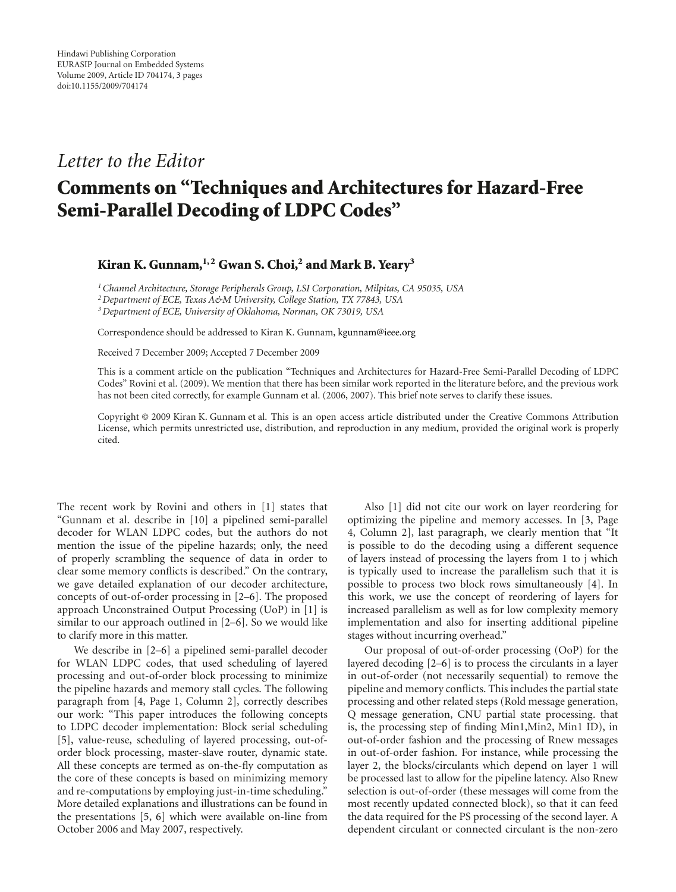*Letter to the Editor*

# Comments on "Techniques and Architectures for Hazard-Free Semi-Parallel Decoding of LDPC Codes"

**Kiran K. Gunnam,[1,2] Gwan S. Choi,[2] and Mark B. Yeary[3]**

[1] *Channel Architecture, Storage Peripherals Group, LSI Corporation, Milpitas, CA 95035, USA*
[2] *Department of ECE, Texas A&M University, College Station, TX 77843, USA*
[3] *Department of ECE, University of Oklahoma, Norman, OK 73019, USA*

Correspondence should be addressed to Kiran K. Gunnam, kgunnam@ieee.org

Received 7 December 2009; Accepted 7 December 2009

This is a comment article on the publication "Techniques and Architectures for Hazard-Free Semi-Parallel Decoding of LDPC Codes" Rovini et al. (2009). We mention that there has been similar work reported in the literature before, and the previous work has not been cited correctly, for example Gunnam et al. (2006, 2007). This brief note serves to clarify these issues.

Copyright © 2009 Kiran K. Gunnam et al. This is an open access article distributed under the Creative Commons Attribution License, which permits unrestricted use, distribution, and reproduction in any medium, provided the original work is properly cited.

The recent work by Rovini and others in [1] states that "Gunnam et al. describe in [10] a pipelined semi-parallel decoder for WLAN LDPC codes, but the authors do not mention the issue of the pipeline hazards; only, the need of properly scrambling the sequence of data in order to clear some memory conflicts is described." On the contrary, we gave detailed explanation of our decoder architecture, concepts of out-of-order processing in [2–6]. The proposed approach Unconstrained Output Processing (UoP) in [1] is similar to our approach outlined in [2–6]. So we would like to clarify more in this matter.

We describe in [2–6] a pipelined semi-parallel decoder for WLAN LDPC codes, that used scheduling of layered processing and out-of-order block processing to minimize the pipeline hazards and memory stall cycles. The following paragraph from [4, Page 1, Column 2], correctly describes our work: "This paper introduces the following concepts to LDPC decoder implementation: Block serial scheduling [5], value-reuse, scheduling of layered processing, out-of-order block processing, master-slave router, dynamic state. All these concepts are termed as on-the-fly computation as the core of these concepts is based on minimizing memory and re-computations by employing just-in-time scheduling." More detailed explanations and illustrations can be found in the presentations [5, 6] which were available on-line from October 2006 and May 2007, respectively.

Also [1] did not cite our work on layer reordering for optimizing the pipeline and memory accesses. In [3, Page 4, Column 2], last paragraph, we clearly mention that "It is possible to do the decoding using a different sequence of layers instead of processing the layers from 1 to j which is typically used to increase the parallelism such that it is possible to process two block rows simultaneously [4]. In this work, we use the concept of reordering of layers for increased parallelism as well as for low complexity memory implementation and also for inserting additional pipeline stages without incurring overhead."

Our proposal of out-of-order processing (OoP) for the layered decoding [2–6] is to process the circulants in a layer in out-of-order (not necessarily sequential) to remove the pipeline and memory conflicts. This includes the partial state processing and other related steps (Rold message generation, Q message generation, CNU partial state processing. that is, the processing step of finding Min1,Min2, Min1 ID), in out-of-order fashion and the processing of Rnew messages in out-of-order fashion. For instance, while processing the layer 2, the blocks/circulants which depend on layer 1 will be processed last to allow for the pipeline latency. Also Rnew selection is out-of-order (these messages will come from the most recently updated connected block), so that it can feed the data required for the PS processing of the second layer. A dependent circulant or connected circulant is the non-zero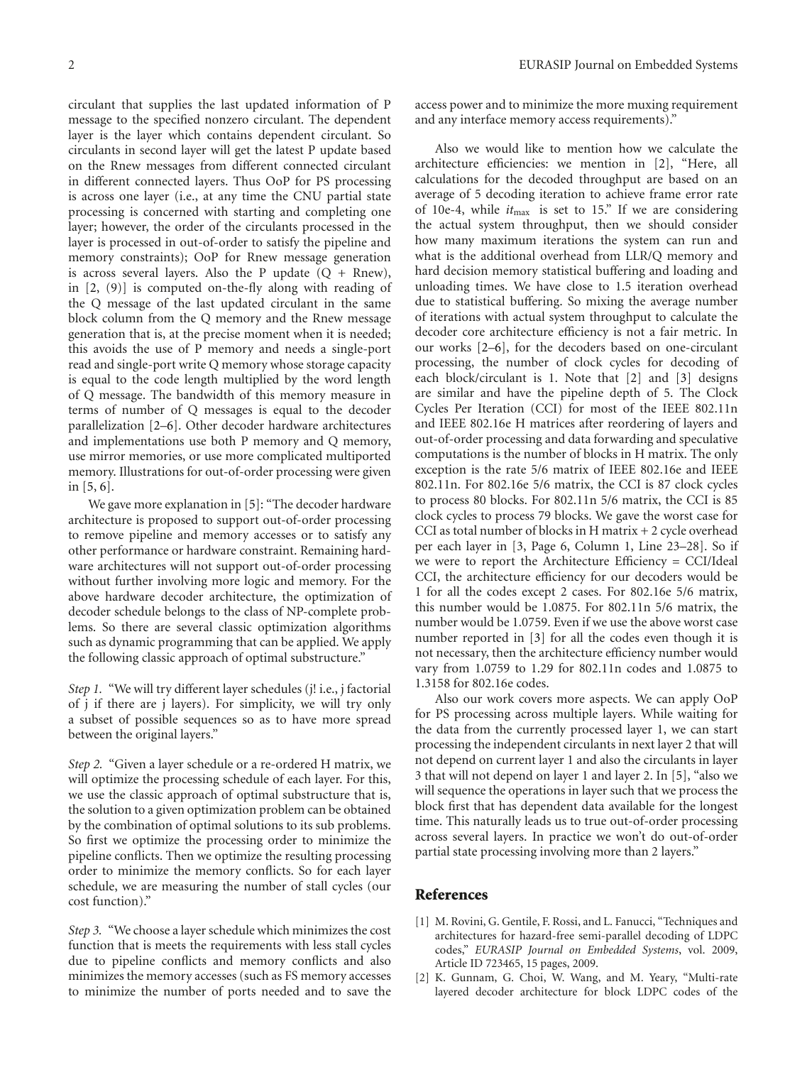circulant that supplies the last updated information of P message to the specified nonzero circulant. The dependent layer is the layer which contains dependent circulant. So circulants in second layer will get the latest P update based on the Rnew messages from different connected circulant in different connected layers. Thus OoP for PS processing is across one layer (i.e., at any time the CNU partial state processing is concerned with starting and completing one layer; however, the order of the circulants processed in the layer is processed in out-of-order to satisfy the pipeline and memory constraints); OoP for Rnew message generation is across several layers. Also the P update (Q + Rnew), in [2, (9)] is computed on-the-fly along with reading of the Q message of the last updated circulant in the same block column from the Q memory and the Rnew message generation that is, at the precise moment when it is needed; this avoids the use of P memory and needs a single-port read and single-port write Q memory whose storage capacity is equal to the code length multiplied by the word length of Q message. The bandwidth of this memory measure in terms of number of Q messages is equal to the decoder parallelization [2–6]. Other decoder hardware architectures and implementations use both P memory and Q memory, use mirror memories, or use more complicated multiported memory. Illustrations for out-of-order processing were given in [5, 6].

We gave more explanation in [5]: "The decoder hardware architecture is proposed to support out-of-order processing to remove pipeline and memory accesses or to satisfy any other performance or hardware constraint. Remaining hardware architectures will not support out-of-order processing without further involving more logic and memory. For the above hardware decoder architecture, the optimization of decoder schedule belongs to the class of NP-complete problems. So there are several classic optimization algorithms such as dynamic programming that can be applied. We apply the following classic approach of optimal substructure."

*Step 1.* "We will try different layer schedules (j! i.e., j factorial of j if there are j layers). For simplicity, we will try only a subset of possible sequences so as to have more spread between the original layers."

*Step 2.* "Given a layer schedule or a re-ordered H matrix, we will optimize the processing schedule of each layer. For this, we use the classic approach of optimal substructure that is, the solution to a given optimization problem can be obtained by the combination of optimal solutions to its sub problems. So first we optimize the processing order to minimize the pipeline conflicts. Then we optimize the resulting processing order to minimize the memory conflicts. So for each layer schedule, we are measuring the number of stall cycles (our cost function)."

*Step 3.* "We choose a layer schedule which minimizes the cost function that is meets the requirements with less stall cycles due to pipeline conflicts and memory conflicts and also minimizes the memory accesses (such as FS memory accesses to minimize the number of ports needed and to save the access power and to minimize the more muxing requirement and any interface memory access requirements)."

Also we would like to mention how we calculate the architecture efficiencies: we mention in [2], "Here, all calculations for the decoded throughput are based on an average of 5 decoding iteration to achieve frame error rate of 10e-4, while $it_{\max}$ is set to 15." If we are considering the actual system throughput, then we should consider how many maximum iterations the system can run and what is the additional overhead from LLR/Q memory and hard decision memory statistical buffering and loading and unloading times. We have close to 1.5 iteration overhead due to statistical buffering. So mixing the average number of iterations with actual system throughput to calculate the decoder core architecture efficiency is not a fair metric. In our works [2–6], for the decoders based on one-circulant processing, the number of clock cycles for decoding of each block/circulant is 1. Note that [2] and [3] designs are similar and have the pipeline depth of 5. The Clock Cycles Per Iteration (CCI) for most of the IEEE 802.11n and IEEE 802.16e H matrices after reordering of layers and out-of-order processing and data forwarding and speculative computations is the number of blocks in H matrix. The only exception is the rate 5/6 matrix of IEEE 802.16e and IEEE 802.11n. For 802.16e 5/6 matrix, the CCI is 87 clock cycles to process 80 blocks. For 802.11n 5/6 matrix, the CCI is 85 clock cycles to process 79 blocks. We gave the worst case for CCI as total number of blocks in H matrix + 2 cycle overhead per each layer in [3, Page 6, Column 1, Line 23–28]. So if we were to report the Architecture Efficiency = CCI/Ideal CCI, the architecture efficiency for our decoders would be 1 for all the codes except 2 cases. For 802.16e 5/6 matrix, this number would be 1.0875. For 802.11n 5/6 matrix, the number would be 1.0759. Even if we use the above worst case number reported in [3] for all the codes even though it is not necessary, then the architecture efficiency number would vary from 1.0759 to 1.29 for 802.11n codes and 1.0875 to 1.3158 for 802.16e codes.

Also our work covers more aspects. We can apply OoP for PS processing across multiple layers. While waiting for the data from the currently processed layer 1, we can start processing the independent circulants in next layer 2 that will not depend on current layer 1 and also the circulants in layer 3 that will not depend on layer 1 and layer 2. In [5], "also we will sequence the operations in layer such that we process the block first that has dependent data available for the longest time. This naturally leads us to true out-of-order processing across several layers. In practice we won't do out-of-order partial state processing involving more than 2 layers."

## References

[1] M. Rovini, G. Gentile, F. Rossi, and L. Fanucci, "Techniques and architectures for hazard-free semi-parallel decoding of LDPC codes," *EURASIP Journal on Embedded Systems*, vol. 2009, Article ID 723465, 15 pages, 2009.

[2] K. Gunnam, G. Choi, W. Wang, and M. Yeary, "Multi-rate layered decoder architecture for block LDPC codes of the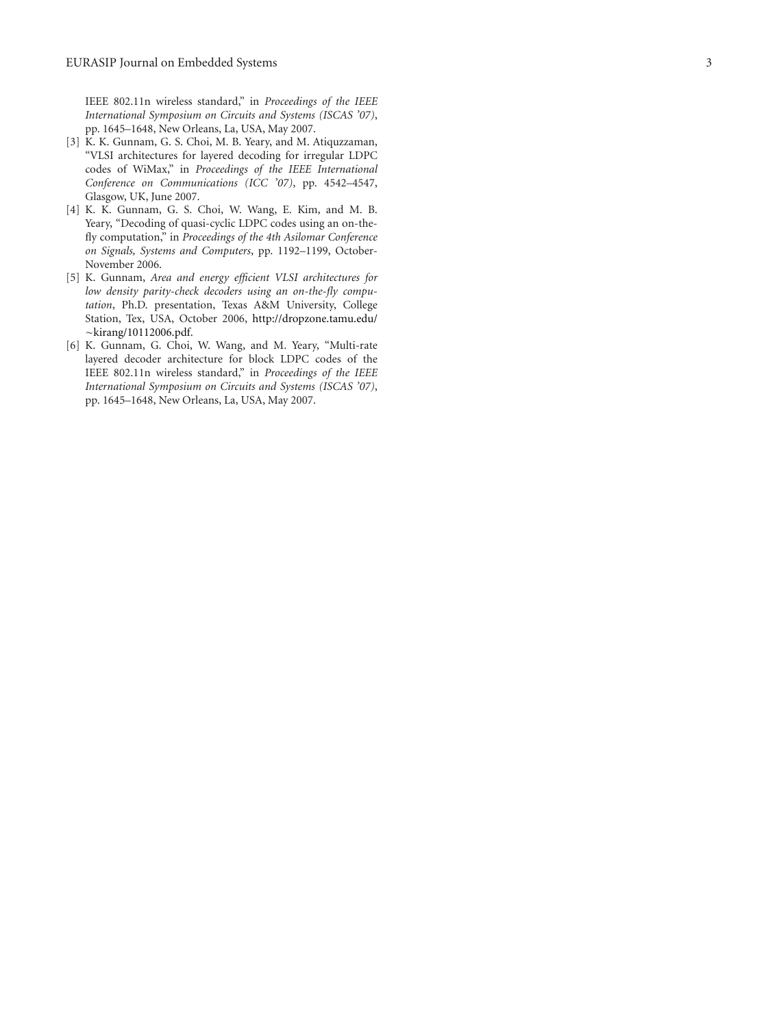IEEE 802.11n wireless standard," in *Proceedings of the IEEE International Symposium on Circuits and Systems (ISCAS '07)*, pp. 1645–1648, New Orleans, La, USA, May 2007.

[3] K. K. Gunnam, G. S. Choi, M. B. Yeary, and M. Atiquzzaman, "VLSI architectures for layered decoding for irregular LDPC codes of WiMax," in *Proceedings of the IEEE International Conference on Communications (ICC '07)*, pp. 4542–4547, Glasgow, UK, June 2007.

[4] K. K. Gunnam, G. S. Choi, W. Wang, E. Kim, and M. B. Yeary, "Decoding of quasi-cyclic LDPC codes using an on-the-fly computation," in *Proceedings of the 4th Asilomar Conference on Signals, Systems and Computers*, pp. 1192–1199, October-November 2006.

[5] K. Gunnam, *Area and energy efficient VLSI architectures for low density parity-check decoders using an on-the-fly computation*, Ph.D. presentation, Texas A&M University, College Station, Tex, USA, October 2006, http://dropzone.tamu.edu/~kirang/10112006.pdf.

[6] K. Gunnam, G. Choi, W. Wang, and M. Yeary, "Multi-rate layered decoder architecture for block LDPC codes of the IEEE 802.11n wireless standard," in *Proceedings of the IEEE International Symposium on Circuits and Systems (ISCAS '07)*, pp. 1645–1648, New Orleans, La, USA, May 2007.